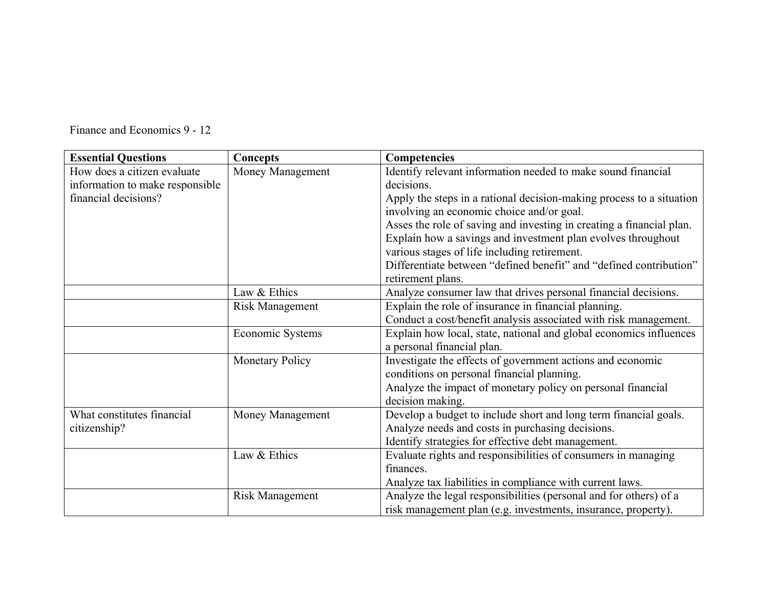Finance and Economics 9 - 12

| Essential Questions | Concepts | Competencies |
|---|---|---|
| How does a citizen evaluate information to make responsible financial decisions? | Money Management | Identify relevant information needed to make sound financial decisions.<br>Apply the steps in a rational decision-making process to a situation involving an economic choice and/or goal.<br>Asses the role of saving and investing in creating a financial plan.<br>Explain how a savings and investment plan evolves throughout various stages of life including retirement.<br>Differentiate between "defined benefit" and "defined contribution" retirement plans. |
| | Law & Ethics | Analyze consumer law that drives personal financial decisions. |
| | Risk Management | Explain the role of insurance in financial planning.<br>Conduct a cost/benefit analysis associated with risk management. |
| | Economic Systems | Explain how local, state, national and global economics influences a personal financial plan. |
| | Monetary Policy | Investigate the effects of government actions and economic conditions on personal financial planning.<br>Analyze the impact of monetary policy on personal financial decision making. |
| What constitutes financial citizenship? | Money Management | Develop a budget to include short and long term financial goals.<br>Analyze needs and costs in purchasing decisions.<br>Identify strategies for effective debt management. |
| | Law & Ethics | Evaluate rights and responsibilities of consumers in managing finances.<br>Analyze tax liabilities in compliance with current laws. |
| | Risk Management | Analyze the legal responsibilities (personal and for others) of a risk management plan (e.g. investments, insurance, property). |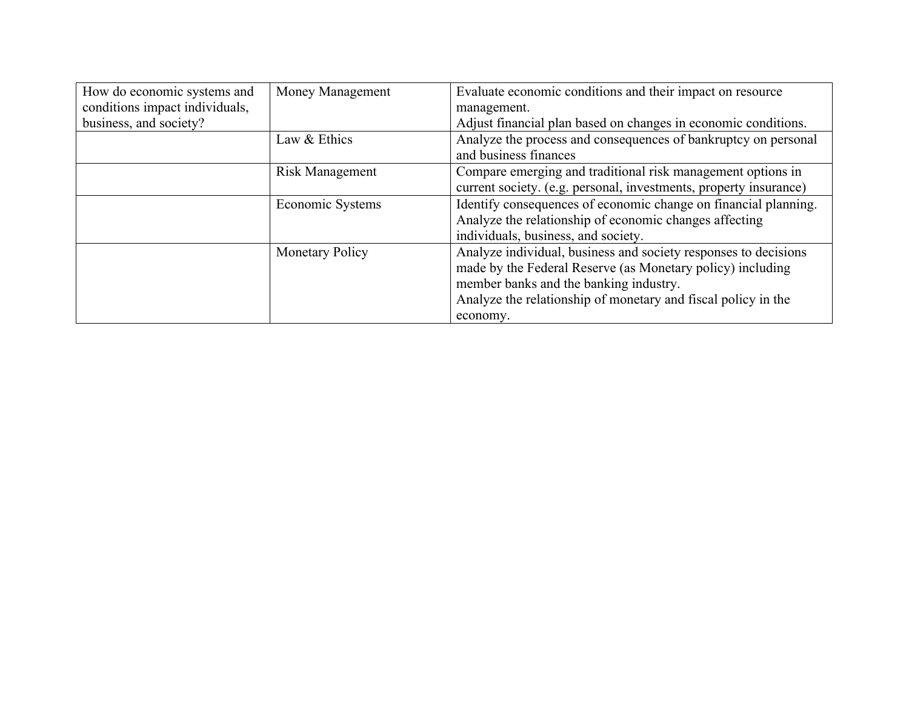| | | |
|---|---|---|
| How do economic systems and conditions impact individuals, business, and society? | Money Management | Evaluate economic conditions and their impact on resource management.<br>Adjust financial plan based on changes in economic conditions. |
| | Law & Ethics | Analyze the process and consequences of bankruptcy on personal and business finances |
| | Risk Management | Compare emerging and traditional risk management options in current society. (e.g. personal, investments, property insurance) |
| | Economic Systems | Identify consequences of economic change on financial planning.<br>Analyze the relationship of economic changes affecting individuals, business, and society. |
| | Monetary Policy | Analyze individual, business and society responses to decisions made by the Federal Reserve (as Monetary policy) including member banks and the banking industry.<br>Analyze the relationship of monetary and fiscal policy in the economy. |